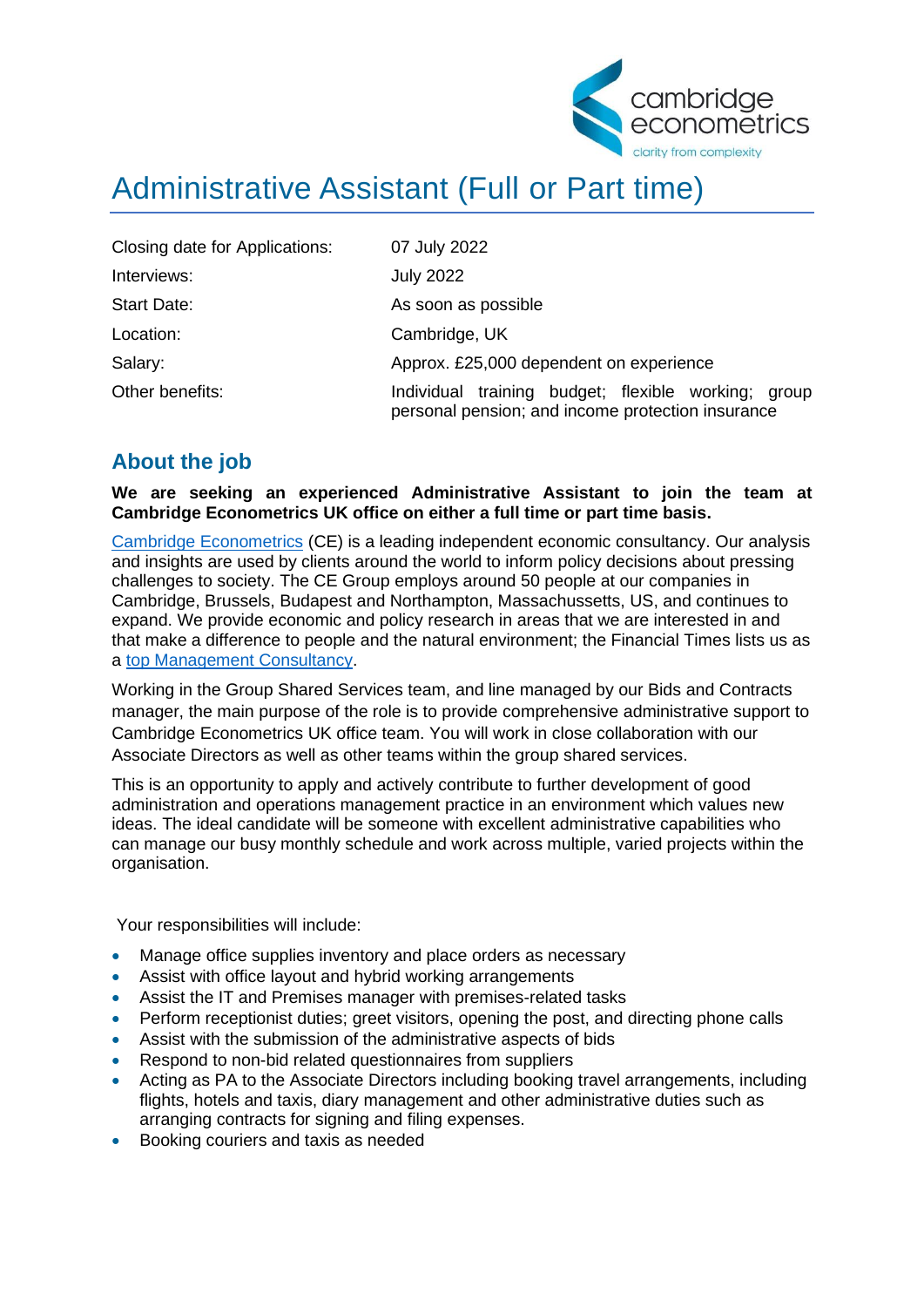# Administrative Assistant (Full or Part time)

| | |
|---|---|
| Closing date for Applications: | 07 July 2022 |
| Interviews: | July 2022 |
| Start Date: | As soon as possible |
| Location: | Cambridge, UK |
| Salary: | Approx. £25,000 dependent on experience |
| Other benefits: | Individual training budget; flexible working; group personal pension; and income protection insurance |

## About the job

**We are seeking an experienced Administrative Assistant to join the team at Cambridge Econometrics UK office on either a full time or part time basis.**

Cambridge Econometrics (CE) is a leading independent economic consultancy. Our analysis and insights are used by clients around the world to inform policy decisions about pressing challenges to society. The CE Group employs around 50 people at our companies in Cambridge, Brussels, Budapest and Northampton, Massachussetts, US, and continues to expand. We provide economic and policy research in areas that we are interested in and that make a difference to people and the natural environment; the Financial Times lists us as a top Management Consultancy.

Working in the Group Shared Services team, and line managed by our Bids and Contracts manager, the main purpose of the role is to provide comprehensive administrative support to Cambridge Econometrics UK office team. You will work in close collaboration with our Associate Directors as well as other teams within the group shared services.

This is an opportunity to apply and actively contribute to further development of good administration and operations management practice in an environment which values new ideas. The ideal candidate will be someone with excellent administrative capabilities who can manage our busy monthly schedule and work across multiple, varied projects within the organisation.

Your responsibilities will include:

- Manage office supplies inventory and place orders as necessary
- Assist with office layout and hybrid working arrangements
- Assist the IT and Premises manager with premises-related tasks
- Perform receptionist duties; greet visitors, opening the post, and directing phone calls
- Assist with the submission of the administrative aspects of bids
- Respond to non-bid related questionnaires from suppliers
- Acting as PA to the Associate Directors including booking travel arrangements, including flights, hotels and taxis, diary management and other administrative duties such as arranging contracts for signing and filing expenses.
- Booking couriers and taxis as needed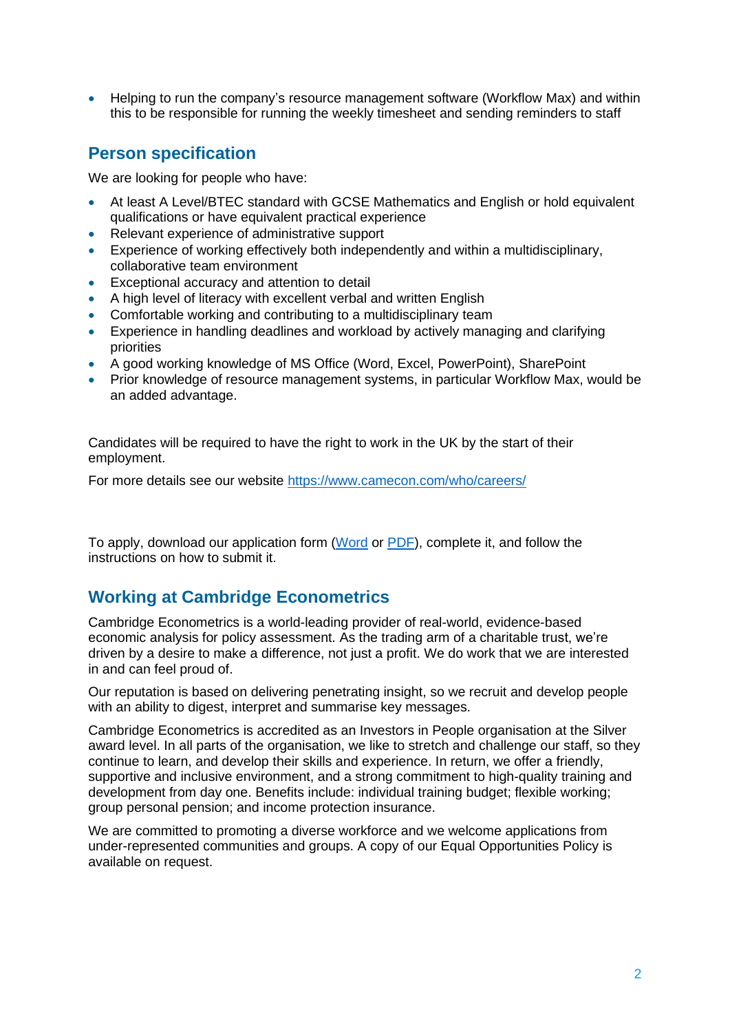- Helping to run the company's resource management software (Workflow Max) and within this to be responsible for running the weekly timesheet and sending reminders to staff

## Person specification

We are looking for people who have:

- At least A Level/BTEC standard with GCSE Mathematics and English or hold equivalent qualifications or have equivalent practical experience
- Relevant experience of administrative support
- Experience of working effectively both independently and within a multidisciplinary, collaborative team environment
- Exceptional accuracy and attention to detail
- A high level of literacy with excellent verbal and written English
- Comfortable working and contributing to a multidisciplinary team
- Experience in handling deadlines and workload by actively managing and clarifying priorities
- A good working knowledge of MS Office (Word, Excel, PowerPoint), SharePoint
- Prior knowledge of resource management systems, in particular Workflow Max, would be an added advantage.

Candidates will be required to have the right to work in the UK by the start of their employment.

For more details see our website [https://www.camecon.com/who/careers/](https://www.camecon.com/who/careers/)

To apply, download our application form (Word or PDF), complete it, and follow the instructions on how to submit it.

## Working at Cambridge Econometrics

Cambridge Econometrics is a world-leading provider of real-world, evidence-based economic analysis for policy assessment. As the trading arm of a charitable trust, we're driven by a desire to make a difference, not just a profit. We do work that we are interested in and can feel proud of.

Our reputation is based on delivering penetrating insight, so we recruit and develop people with an ability to digest, interpret and summarise key messages.

Cambridge Econometrics is accredited as an Investors in People organisation at the Silver award level. In all parts of the organisation, we like to stretch and challenge our staff, so they continue to learn, and develop their skills and experience. In return, we offer a friendly, supportive and inclusive environment, and a strong commitment to high-quality training and development from day one. Benefits include: individual training budget; flexible working; group personal pension; and income protection insurance.

We are committed to promoting a diverse workforce and we welcome applications from under-represented communities and groups. A copy of our Equal Opportunities Policy is available on request.